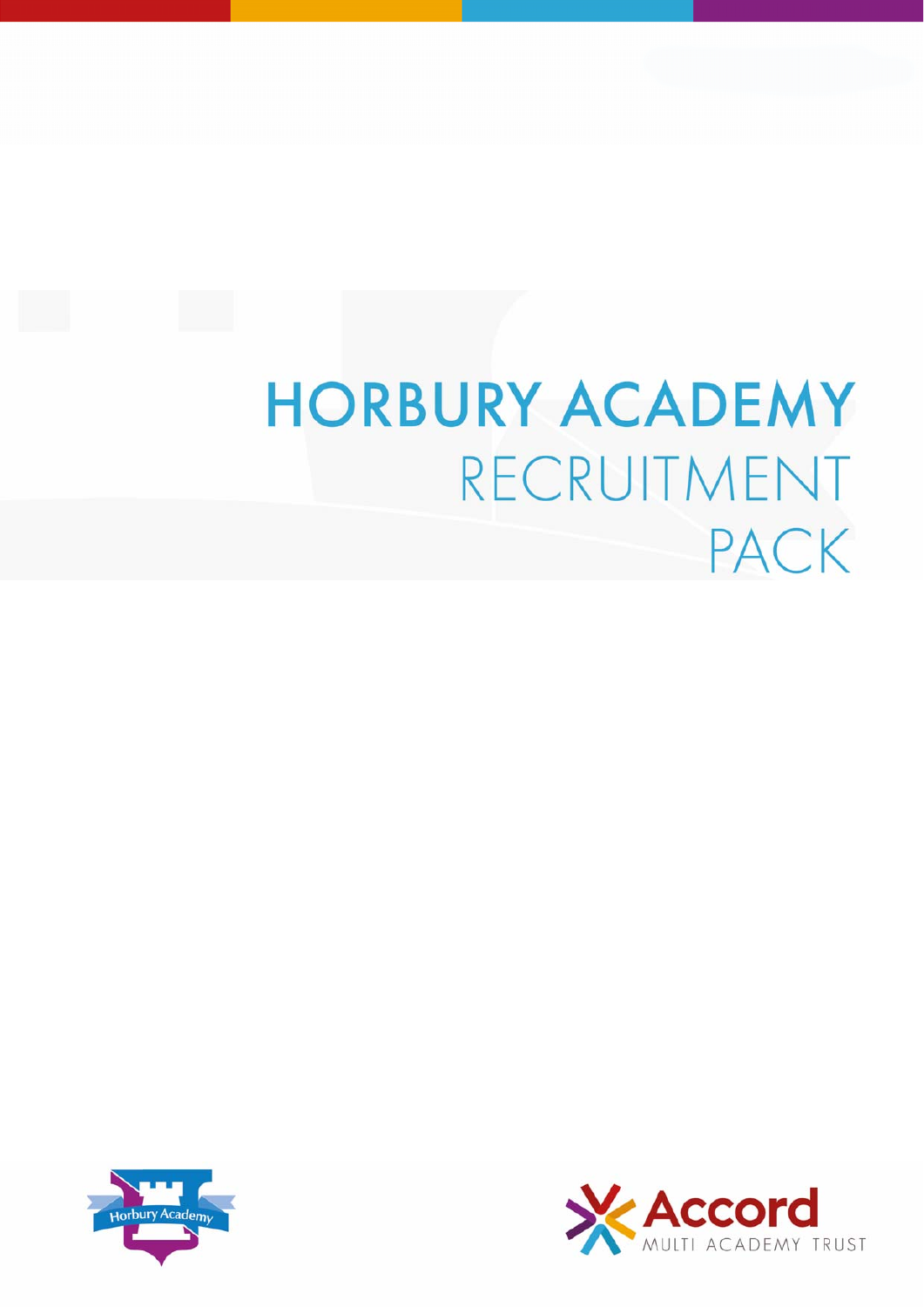# HORBURY ACADEMY

RECRUITMENT PACK

Horbury Academy

Accord

MULTI ACADEMY TRUST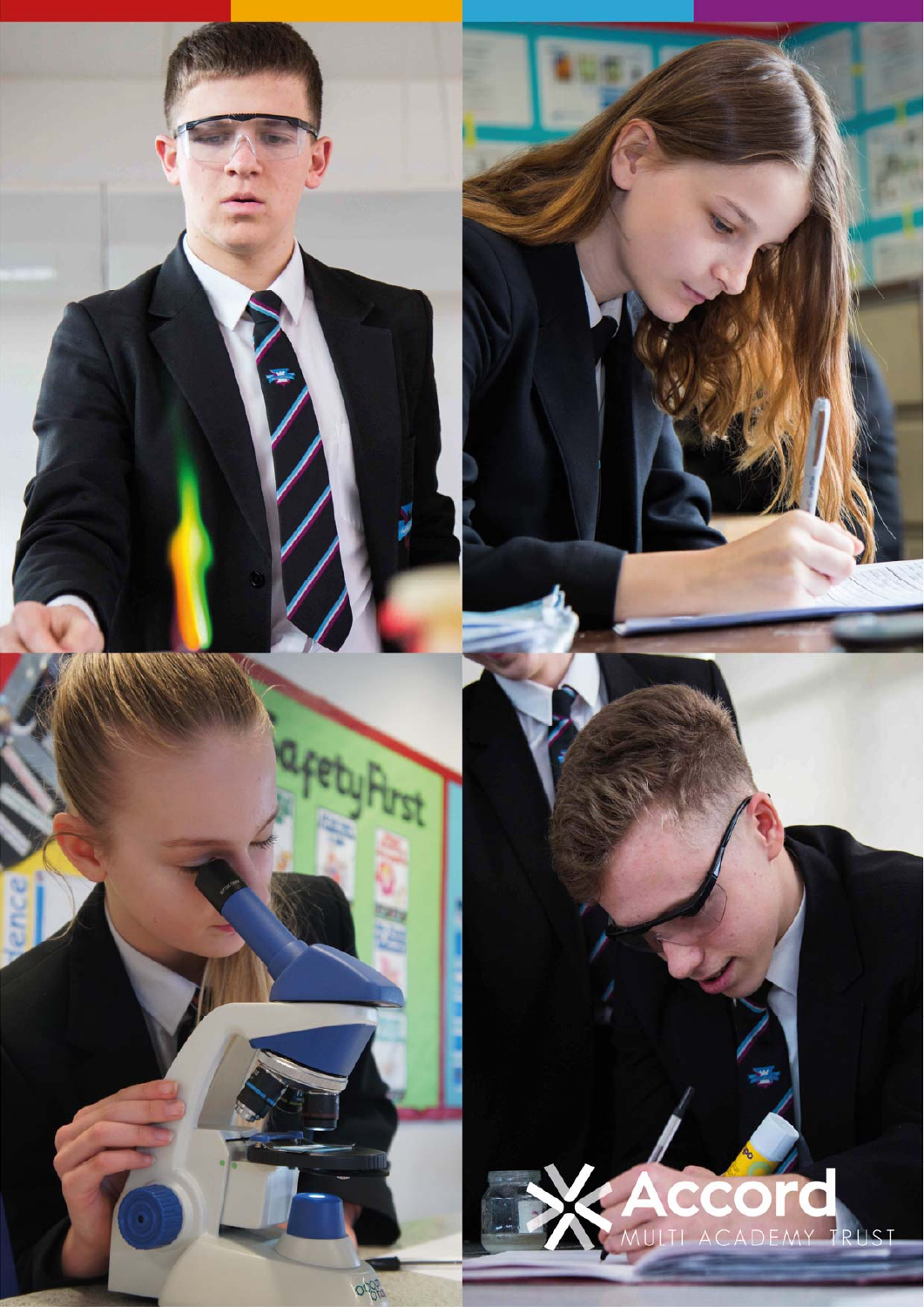Accord
MULTI ACADEMY TRUST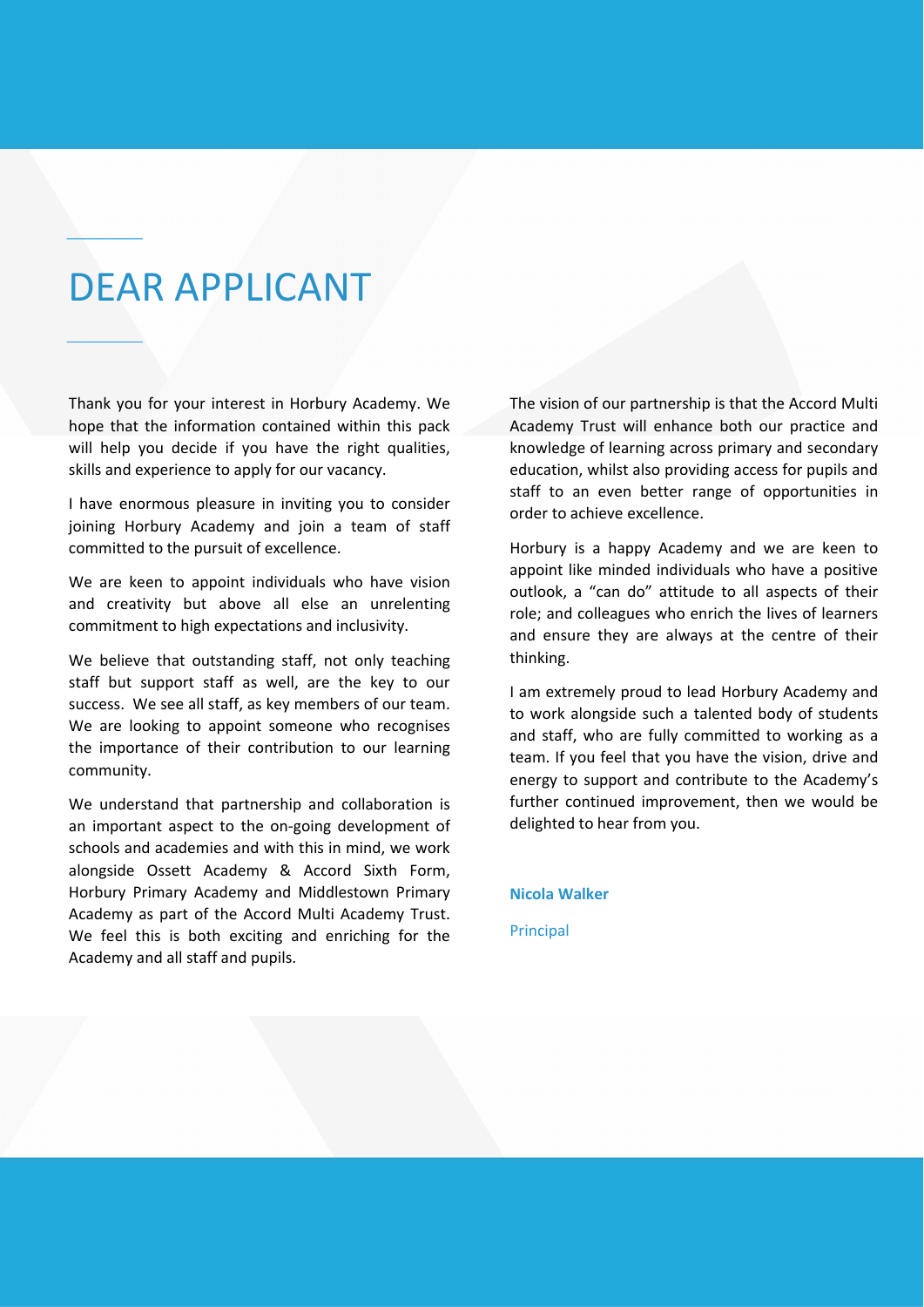# DEAR APPLICANT

Thank you for your interest in Horbury Academy. We hope that the information contained within this pack will help you decide if you have the right qualities, skills and experience to apply for our vacancy.

I have enormous pleasure in inviting you to consider joining Horbury Academy and join a team of staff committed to the pursuit of excellence.

We are keen to appoint individuals who have vision and creativity but above all else an unrelenting commitment to high expectations and inclusivity.

We believe that outstanding staff, not only teaching staff but support staff as well, are the key to our success. We see all staff, as key members of our team. We are looking to appoint someone who recognises the importance of their contribution to our learning community.

We understand that partnership and collaboration is an important aspect to the on-going development of schools and academies and with this in mind, we work alongside Ossett Academy & Accord Sixth Form, Horbury Primary Academy and Middlestown Primary Academy as part of the Accord Multi Academy Trust. We feel this is both exciting and enriching for the Academy and all staff and pupils.

The vision of our partnership is that the Accord Multi Academy Trust will enhance both our practice and knowledge of learning across primary and secondary education, whilst also providing access for pupils and staff to an even better range of opportunities in order to achieve excellence.

Horbury is a happy Academy and we are keen to appoint like minded individuals who have a positive outlook, a "can do" attitude to all aspects of their role; and colleagues who enrich the lives of learners and ensure they are always at the centre of their thinking.

I am extremely proud to lead Horbury Academy and to work alongside such a talented body of students and staff, who are fully committed to working as a team. If you feel that you have the vision, drive and energy to support and contribute to the Academy's further continued improvement, then we would be delighted to hear from you.

**Nicola Walker**

Principal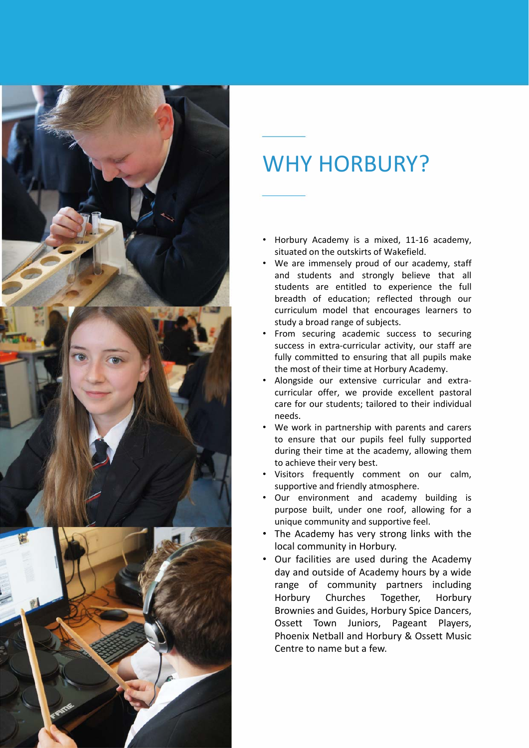# WHY HORBURY?

- Horbury Academy is a mixed, 11-16 academy, situated on the outskirts of Wakefield.
- We are immensely proud of our academy, staff and students and strongly believe that all students are entitled to experience the full breadth of education; reflected through our curriculum model that encourages learners to study a broad range of subjects.
- From securing academic success to securing success in extra-curricular activity, our staff are fully committed to ensuring that all pupils make the most of their time at Horbury Academy.
- Alongside our extensive curricular and extra-curricular offer, we provide excellent pastoral care for our students; tailored to their individual needs.
- We work in partnership with parents and carers to ensure that our pupils feel fully supported during their time at the academy, allowing them to achieve their very best.
- Visitors frequently comment on our calm, supportive and friendly atmosphere.
- Our environment and academy building is purpose built, under one roof, allowing for a unique community and supportive feel.
- The Academy has very strong links with the local community in Horbury.
- Our facilities are used during the Academy day and outside of Academy hours by a wide range of community partners including Horbury Churches Together, Horbury Brownies and Guides, Horbury Spice Dancers, Ossett Town Juniors, Pageant Players, Phoenix Netball and Horbury & Ossett Music Centre to name but a few.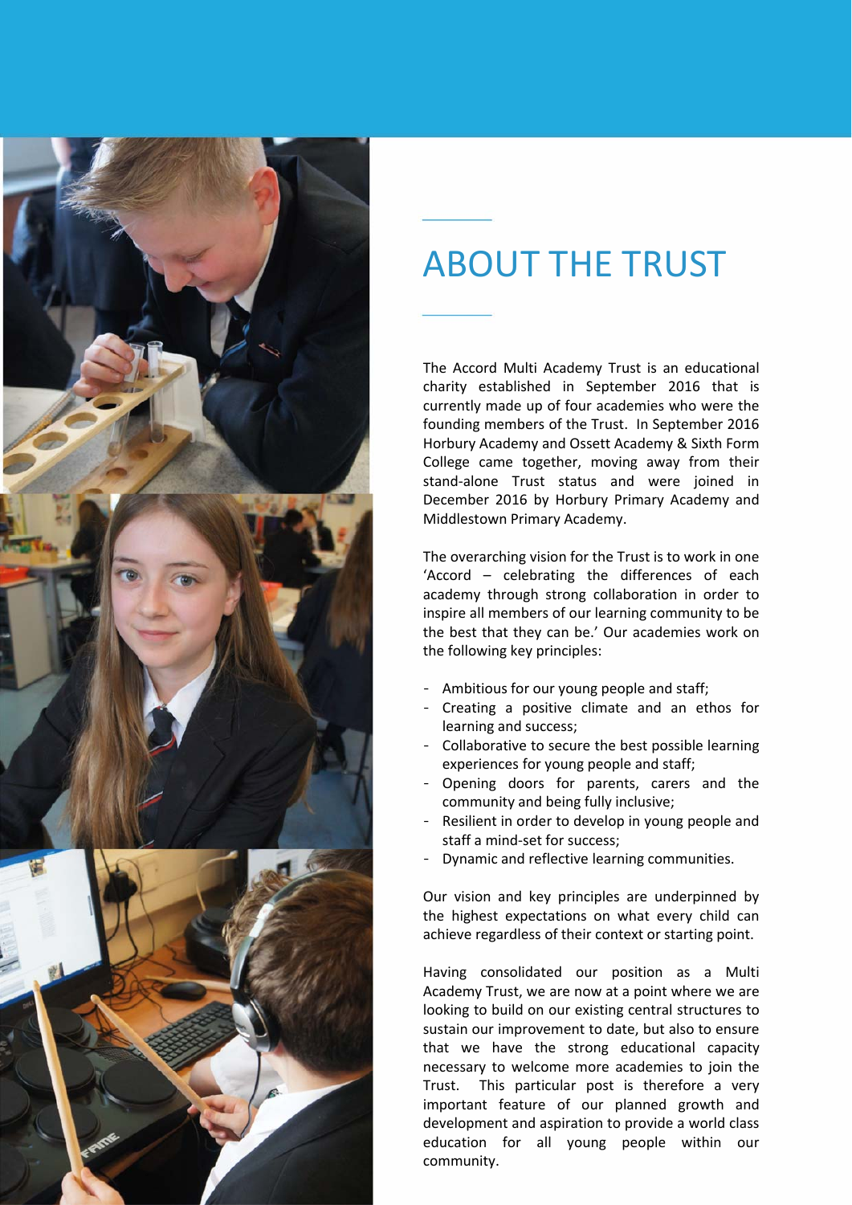# ABOUT THE TRUST

The Accord Multi Academy Trust is an educational charity established in September 2016 that is currently made up of four academies who were the founding members of the Trust. In September 2016 Horbury Academy and Ossett Academy & Sixth Form College came together, moving away from their stand-alone Trust status and were joined in December 2016 by Horbury Primary Academy and Middlestown Primary Academy.

The overarching vision for the Trust is to work in one 'Accord – celebrating the differences of each academy through strong collaboration in order to inspire all members of our learning community to be the best that they can be.' Our academies work on the following key principles:

- Ambitious for our young people and staff;
- Creating a positive climate and an ethos for learning and success;
- Collaborative to secure the best possible learning experiences for young people and staff;
- Opening doors for parents, carers and the community and being fully inclusive;
- Resilient in order to develop in young people and staff a mind-set for success;
- Dynamic and reflective learning communities.

Our vision and key principles are underpinned by the highest expectations on what every child can achieve regardless of their context or starting point.

Having consolidated our position as a Multi Academy Trust, we are now at a point where we are looking to build on our existing central structures to sustain our improvement to date, but also to ensure that we have the strong educational capacity necessary to welcome more academies to join the Trust. This particular post is therefore a very important feature of our planned growth and development and aspiration to provide a world class education for all young people within our community.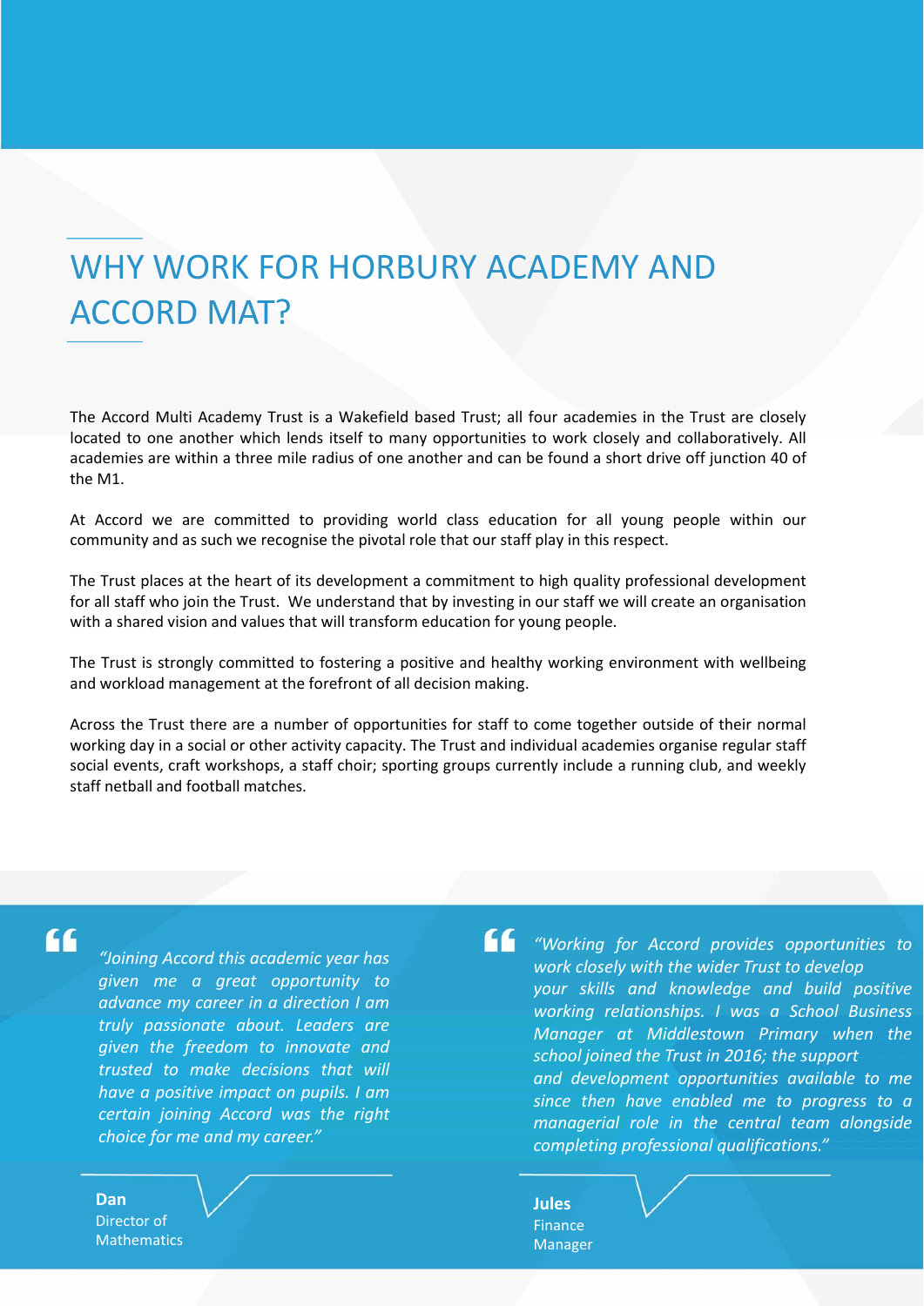# WHY WORK FOR HORBURY ACADEMY AND ACCORD MAT?

The Accord Multi Academy Trust is a Wakefield based Trust; all four academies in the Trust are closely located to one another which lends itself to many opportunities to work closely and collaboratively. All academies are within a three mile radius of one another and can be found a short drive off junction 40 of the M1.

At Accord we are committed to providing world class education for all young people within our community and as such we recognise the pivotal role that our staff play in this respect.

The Trust places at the heart of its development a commitment to high quality professional development for all staff who join the Trust. We understand that by investing in our staff we will create an organisation with a shared vision and values that will transform education for young people.

The Trust is strongly committed to fostering a positive and healthy working environment with wellbeing and workload management at the forefront of all decision making.

Across the Trust there are a number of opportunities for staff to come together outside of their normal working day in a social or other activity capacity. The Trust and individual academies organise regular staff social events, craft workshops, a staff choir; sporting groups currently include a running club, and weekly staff netball and football matches.

*"Joining Accord this academic year has given me a great opportunity to advance my career in a direction I am truly passionate about. Leaders are given the freedom to innovate and trusted to make decisions that will have a positive impact on pupils. I am certain joining Accord was the right choice for me and my career."*

**Dan**
Director of Mathematics

*"Working for Accord provides opportunities to work closely with the wider Trust to develop your skills and knowledge and build positive working relationships. I was a School Business Manager at Middlestown Primary when the school joined the Trust in 2016; the support and development opportunities available to me since then have enabled me to progress to a managerial role in the central team alongside completing professional qualifications."*

**Jules**
Finance Manager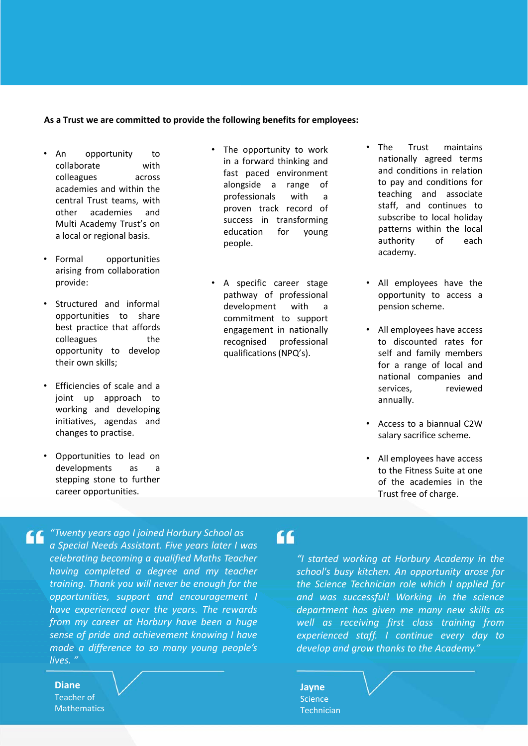**As a Trust we are committed to provide the following benefits for employees:**

- An opportunity to collaborate with colleagues across academies and within the central Trust teams, with other academies and Multi Academy Trust's on a local or regional basis.
- Formal opportunities arising from collaboration provide:
- Structured and informal opportunities to share best practice that affords colleagues the opportunity to develop their own skills;
- Efficiencies of scale and a joint up approach to working and developing initiatives, agendas and changes to practise.
- Opportunities to lead on developments as a stepping stone to further career opportunities.

- The opportunity to work in a forward thinking and fast paced environment alongside a range of professionals with a proven track record of success in transforming education for young people.
- A specific career stage pathway of professional development with a commitment to support engagement in nationally recognised professional qualifications (NPQ's).

- The Trust maintains nationally agreed terms and conditions in relation to pay and conditions for teaching and associate staff, and continues to subscribe to local holiday patterns within the local authority of each academy.
- All employees have the opportunity to access a pension scheme.
- All employees have access to discounted rates for self and family members for a range of local and national companies and services, reviewed annually.
- Access to a biannual C2W salary sacrifice scheme.
- All employees have access to the Fitness Suite at one of the academies in the Trust free of charge.

> *"Twenty years ago I joined Horbury School as a Special Needs Assistant. Five years later I was celebrating becoming a qualified Maths Teacher having completed a degree and my teacher training. Thank you will never be enough for the opportunities, support and encouragement I have experienced over the years. The rewards from my career at Horbury have been a huge sense of pride and achievement knowing I have made a difference to so many young people's lives."*

**Diane**
Teacher of Mathematics

> *"I started working at Horbury Academy in the school's busy kitchen. An opportunity arose for the Science Technician role which I applied for and was successful! Working in the science department has given me many new skills as well as receiving first class training from experienced staff. I continue every day to develop and grow thanks to the Academy."*

**Jayne**
Science Technician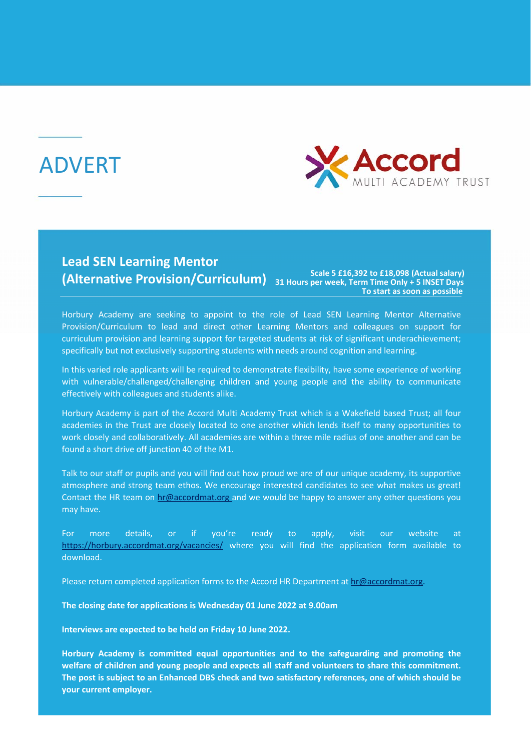# ADVERT

Accord MULTI ACADEMY TRUST

## Lead SEN Learning Mentor (Alternative Provision/Curriculum)

**Scale 5 £16,392 to £18,098 (Actual salary)**
**31 Hours per week, Term Time Only + 5 INSET Days**
**To start as soon as possible**

Horbury Academy are seeking to appoint to the role of Lead SEN Learning Mentor Alternative Provision/Curriculum to lead and direct other Learning Mentors and colleagues on support for curriculum provision and learning support for targeted students at risk of significant underachievement; specifically but not exclusively supporting students with needs around cognition and learning.

In this varied role applicants will be required to demonstrate flexibility, have some experience of working with vulnerable/challenged/challenging children and young people and the ability to communicate effectively with colleagues and students alike.

Horbury Academy is part of the Accord Multi Academy Trust which is a Wakefield based Trust; all four academies in the Trust are closely located to one another which lends itself to many opportunities to work closely and collaboratively. All academies are within a three mile radius of one another and can be found a short drive off junction 40 of the M1.

Talk to our staff or pupils and you will find out how proud we are of our unique academy, its supportive atmosphere and strong team ethos. We encourage interested candidates to see what makes us great! Contact the HR team on hr@accordmat.org and we would be happy to answer any other questions you may have.

For more details, or if you're ready to apply, visit our website at https://horbury.accordmat.org/vacancies/ where you will find the application form available to download.

Please return completed application forms to the Accord HR Department at hr@accordmat.org.

**The closing date for applications is Wednesday 01 June 2022 at 9.00am**

**Interviews are expected to be held on Friday 10 June 2022.**

**Horbury Academy is committed equal opportunities and to the safeguarding and promoting the welfare of children and young people and expects all staff and volunteers to share this commitment. The post is subject to an Enhanced DBS check and two satisfactory references, one of which should be your current employer.**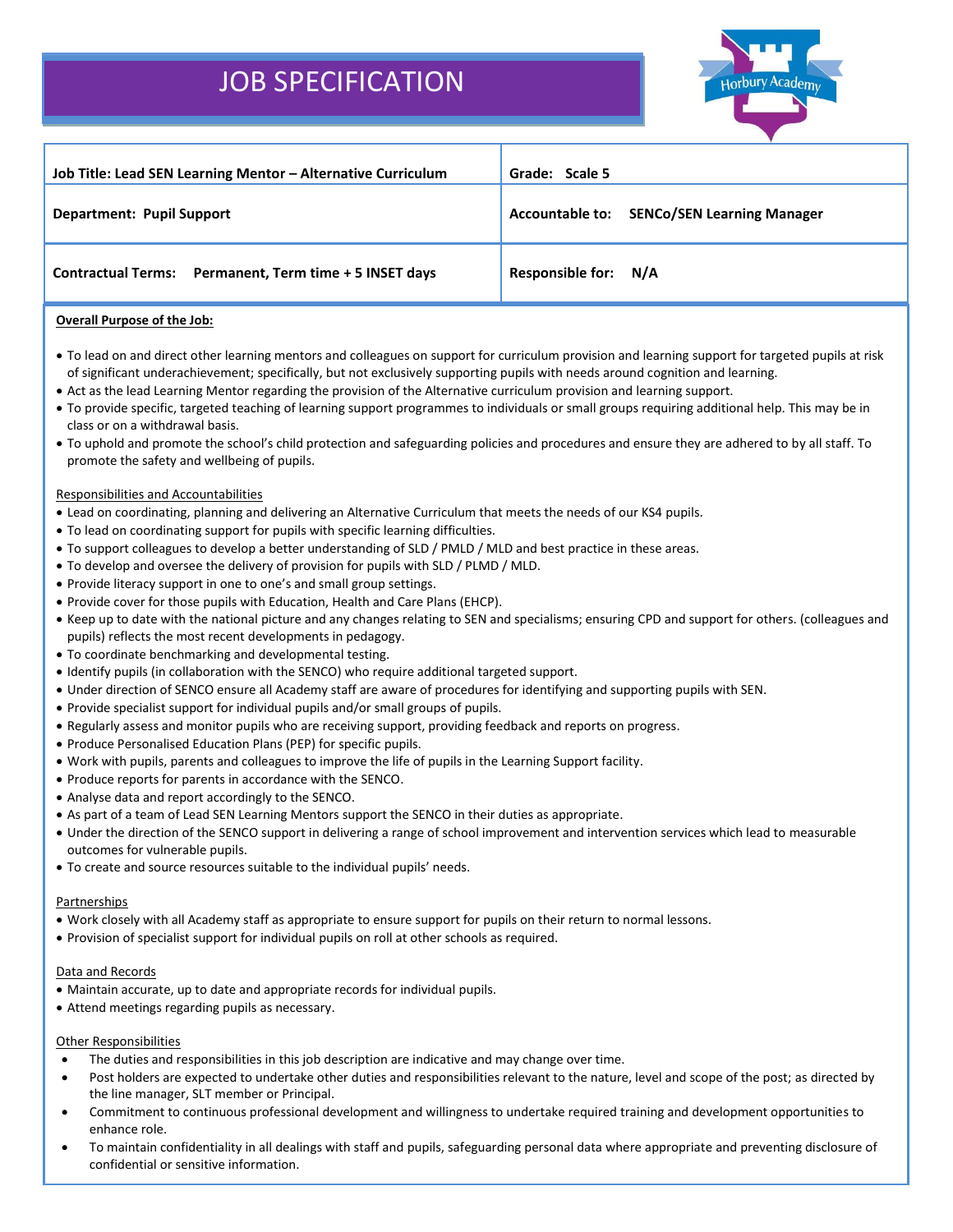# JOB SPECIFICATION

| | |
|---|---|
| **Job Title: Lead SEN Learning Mentor – Alternative Curriculum** | **Grade: Scale 5** |
| **Department: Pupil Support** | **Accountable to: SENCo/SEN Learning Manager** |
| **Contractual Terms: Permanent, Term time + 5 INSET days** | **Responsible for: N/A** |

**Overall Purpose of the Job:**

- To lead on and direct other learning mentors and colleagues on support for curriculum provision and learning support for targeted pupils at risk of significant underachievement; specifically, but not exclusively supporting pupils with needs around cognition and learning.
- Act as the lead Learning Mentor regarding the provision of the Alternative curriculum provision and learning support.
- To provide specific, targeted teaching of learning support programmes to individuals or small groups requiring additional help. This may be in class or on a withdrawal basis.
- To uphold and promote the school's child protection and safeguarding policies and procedures and ensure they are adhered to by all staff. To promote the safety and wellbeing of pupils.

Responsibilities and Accountabilities

- Lead on coordinating, planning and delivering an Alternative Curriculum that meets the needs of our KS4 pupils.
- To lead on coordinating support for pupils with specific learning difficulties.
- To support colleagues to develop a better understanding of SLD / PMLD / MLD and best practice in these areas.
- To develop and oversee the delivery of provision for pupils with SLD / PLMD / MLD.
- Provide literacy support in one to one's and small group settings.
- Provide cover for those pupils with Education, Health and Care Plans (EHCP).
- Keep up to date with the national picture and any changes relating to SEN and specialisms; ensuring CPD and support for others. (colleagues and pupils) reflects the most recent developments in pedagogy.
- To coordinate benchmarking and developmental testing.
- Identify pupils (in collaboration with the SENCO) who require additional targeted support.
- Under direction of SENCO ensure all Academy staff are aware of procedures for identifying and supporting pupils with SEN.
- Provide specialist support for individual pupils and/or small groups of pupils.
- Regularly assess and monitor pupils who are receiving support, providing feedback and reports on progress.
- Produce Personalised Education Plans (PEP) for specific pupils.
- Work with pupils, parents and colleagues to improve the life of pupils in the Learning Support facility.
- Produce reports for parents in accordance with the SENCO.
- Analyse data and report accordingly to the SENCO.
- As part of a team of Lead SEN Learning Mentors support the SENCO in their duties as appropriate.
- Under the direction of the SENCO support in delivering a range of school improvement and intervention services which lead to measurable outcomes for vulnerable pupils.
- To create and source resources suitable to the individual pupils' needs.

Partnerships

- Work closely with all Academy staff as appropriate to ensure support for pupils on their return to normal lessons.
- Provision of specialist support for individual pupils on roll at other schools as required.

Data and Records

- Maintain accurate, up to date and appropriate records for individual pupils.
- Attend meetings regarding pupils as necessary.

Other Responsibilities

- The duties and responsibilities in this job description are indicative and may change over time.
- Post holders are expected to undertake other duties and responsibilities relevant to the nature, level and scope of the post; as directed by the line manager, SLT member or Principal.
- Commitment to continuous professional development and willingness to undertake required training and development opportunities to enhance role.
- To maintain confidentiality in all dealings with staff and pupils, safeguarding personal data where appropriate and preventing disclosure of confidential or sensitive information.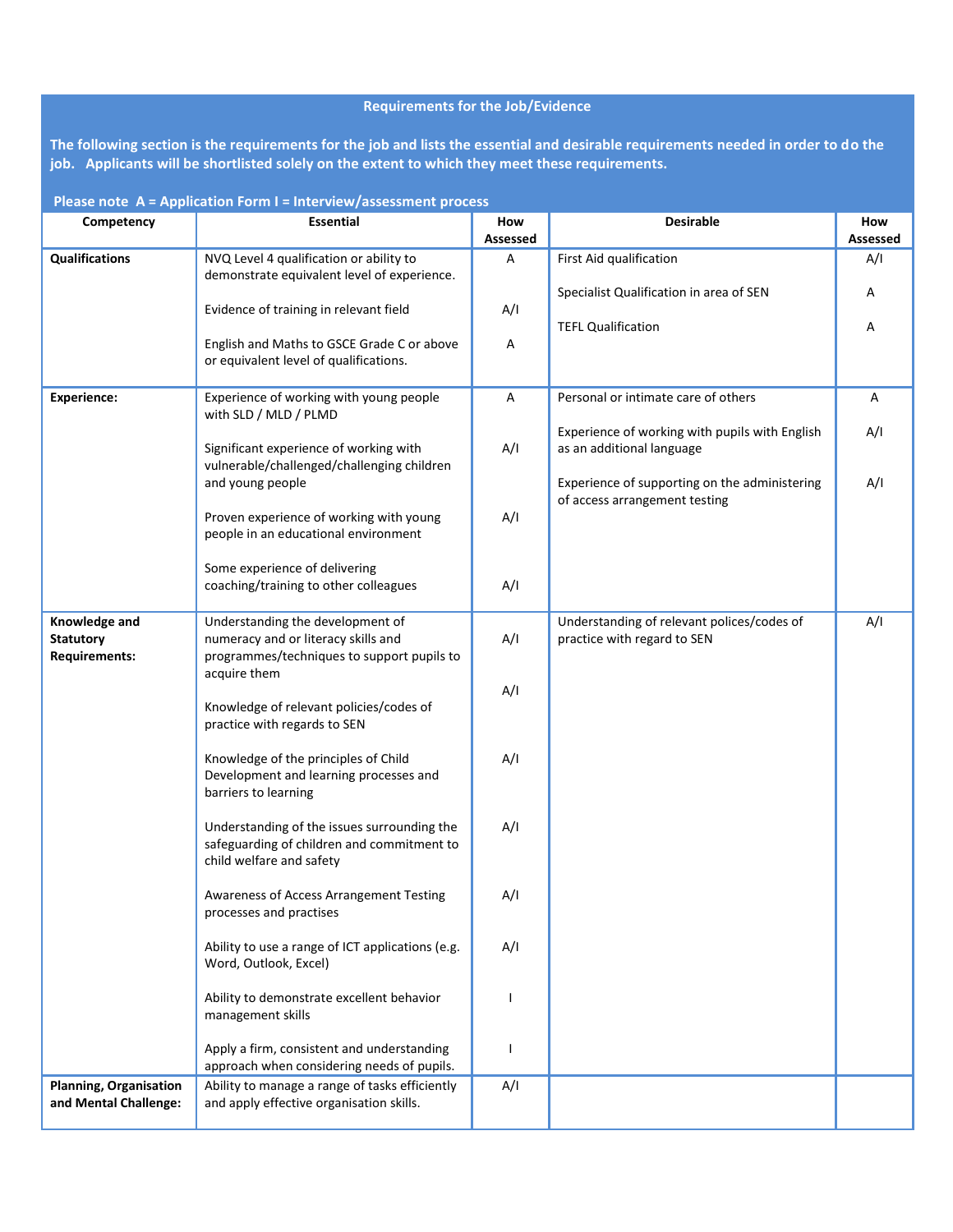**Requirements for the Job/Evidence**

**The following section is the requirements for the job and lists the essential and desirable requirements needed in order to do the job. Applicants will be shortlisted solely on the extent to which they meet these requirements.**

**Please note A = Application Form I = Interview/assessment process**

| Competency | Essential | How Assessed | Desirable | How Assessed |
|---|---|---|---|---|
| **Qualifications** | NVQ Level 4 qualification or ability to demonstrate equivalent level of experience.<br><br>Evidence of training in relevant field<br><br>English and Maths to GSCE Grade C or above or equivalent level of qualifications. | A<br><br>A/I<br><br>A | First Aid qualification<br><br>Specialist Qualification in area of SEN<br><br>TEFL Qualification | A/I<br><br>A<br><br>A |
| **Experience:** | Experience of working with young people with SLD / MLD / PLMD<br><br>Significant experience of working with vulnerable/challenged/challenging children and young people<br><br>Proven experience of working with young people in an educational environment<br><br>Some experience of delivering coaching/training to other colleagues | A<br><br>A/I<br><br>A/I<br><br>A/I | Personal or intimate care of others<br><br>Experience of working with pupils with English as an additional language<br><br>Experience of supporting on the administering of access arrangement testing | A<br><br>A/I<br><br>A/I |
| **Knowledge and Statutory Requirements:** | Understanding the development of numeracy and or literacy skills and programmes/techniques to support pupils to acquire them<br><br>Knowledge of relevant policies/codes of practice with regards to SEN<br><br>Knowledge of the principles of Child Development and learning processes and barriers to learning<br><br>Understanding of the issues surrounding the safeguarding of children and commitment to child welfare and safety<br><br>Awareness of Access Arrangement Testing processes and practises<br><br>Ability to use a range of ICT applications (e.g. Word, Outlook, Excel)<br><br>Ability to demonstrate excellent behavior management skills<br><br>Apply a firm, consistent and understanding approach when considering needs of pupils. | A/I<br><br>A/I<br><br>A/I<br><br>A/I<br><br>A/I<br><br>A/I<br><br>I<br><br>I | Understanding of relevant polices/codes of practice with regard to SEN | A/I |
| **Planning, Organisation and Mental Challenge:** | Ability to manage a range of tasks efficiently and apply effective organisation skills. | A/I | | |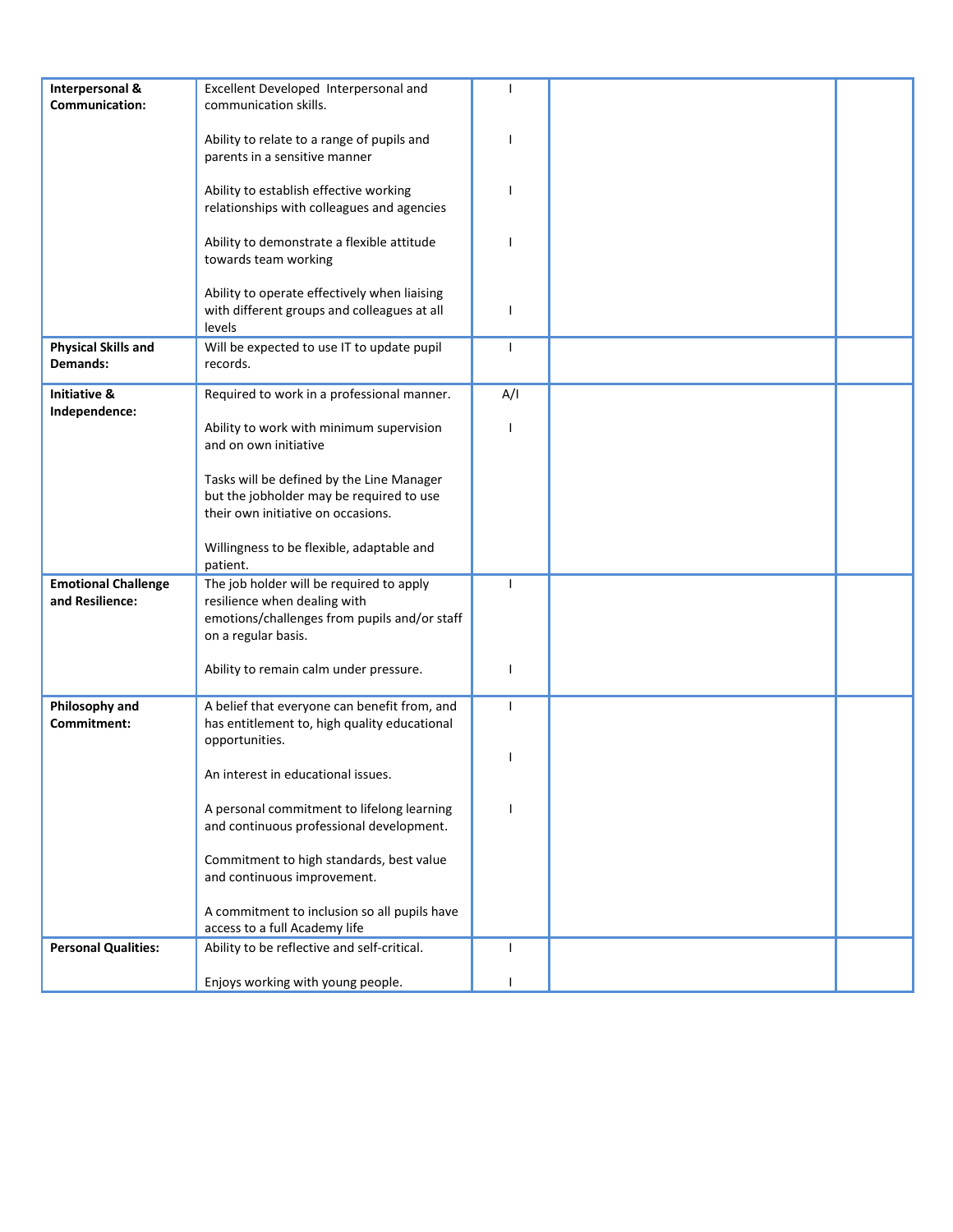| | | | | |
|---|---|---|---|---|
| **Interpersonal & Communication:** | Excellent Developed Interpersonal and communication skills.<br><br>Ability to relate to a range of pupils and parents in a sensitive manner<br><br>Ability to establish effective working relationships with colleagues and agencies<br><br>Ability to demonstrate a flexible attitude towards team working<br><br>Ability to operate effectively when liaising with different groups and colleagues at all levels | I<br><br>I<br><br>I<br><br>I<br><br>I | | |
| **Physical Skills and Demands:** | Will be expected to use IT to update pupil records. | I | | |
| **Initiative & Independence:** | Required to work in a professional manner.<br><br>Ability to work with minimum supervision and on own initiative<br><br>Tasks will be defined by the Line Manager but the jobholder may be required to use their own initiative on occasions.<br><br>Willingness to be flexible, adaptable and patient. | A/I<br><br>I | | |
| **Emotional Challenge and Resilience:** | The job holder will be required to apply resilience when dealing with emotions/challenges from pupils and/or staff on a regular basis.<br><br>Ability to remain calm under pressure. | I<br><br>I | | |
| **Philosophy and Commitment:** | A belief that everyone can benefit from, and has entitlement to, high quality educational opportunities.<br><br>An interest in educational issues.<br><br>A personal commitment to lifelong learning and continuous professional development.<br><br>Commitment to high standards, best value and continuous improvement.<br><br>A commitment to inclusion so all pupils have access to a full Academy life | I<br><br>I<br><br>I | | |
| **Personal Qualities:** | Ability to be reflective and self-critical.<br><br>Enjoys working with young people. | I<br><br>I | | |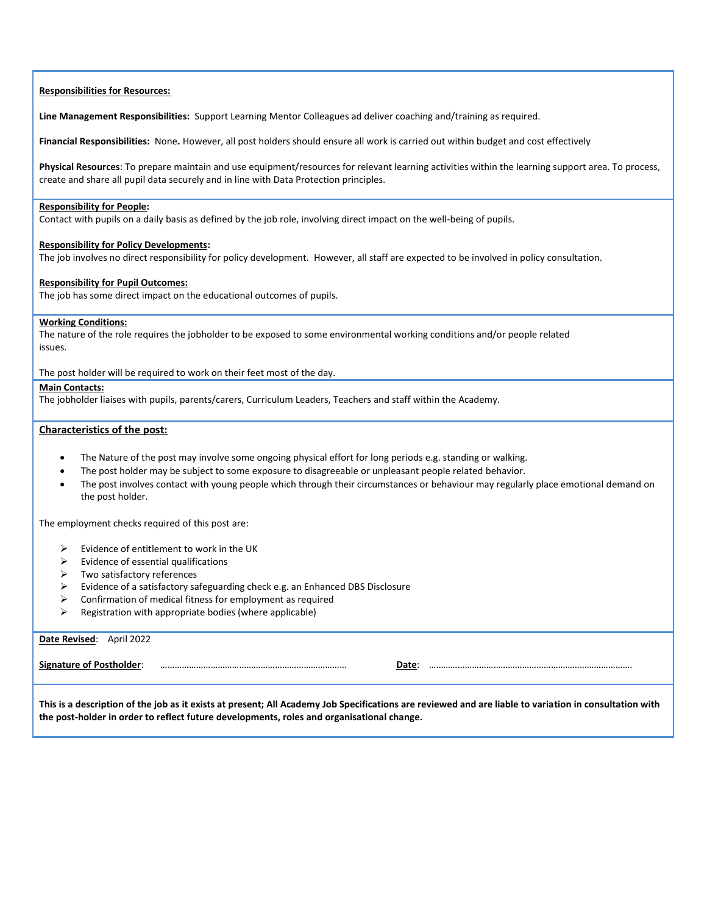**Responsibilities for Resources:**

**Line Management Responsibilities:** Support Learning Mentor Colleagues ad deliver coaching and/training as required.

**Financial Responsibilities:** None**.** However, all post holders should ensure all work is carried out within budget and cost effectively

**Physical Resources**: To prepare maintain and use equipment/resources for relevant learning activities within the learning support area. To process, create and share all pupil data securely and in line with Data Protection principles.

**Responsibility for People:**
Contact with pupils on a daily basis as defined by the job role, involving direct impact on the well-being of pupils.

**Responsibility for Policy Developments:**
The job involves no direct responsibility for policy development. However, all staff are expected to be involved in policy consultation.

**Responsibility for Pupil Outcomes:**
The job has some direct impact on the educational outcomes of pupils.

**Working Conditions:**
The nature of the role requires the jobholder to be exposed to some environmental working conditions and/or people related issues.

The post holder will be required to work on their feet most of the day.

**Main Contacts:**
The jobholder liaises with pupils, parents/carers, Curriculum Leaders, Teachers and staff within the Academy.

**Characteristics of the post:**

- The Nature of the post may involve some ongoing physical effort for long periods e.g. standing or walking.
- The post holder may be subject to some exposure to disagreeable or unpleasant people related behavior.
- The post involves contact with young people which through their circumstances or behaviour may regularly place emotional demand on the post holder.

The employment checks required of this post are:

- Evidence of entitlement to work in the UK
- Evidence of essential qualifications
- Two satisfactory references
- Evidence of a satisfactory safeguarding check e.g. an Enhanced DBS Disclosure
- Confirmation of medical fitness for employment as required
- Registration with appropriate bodies (where applicable)

**Date Revised**: April 2022

**Signature of Postholder**: ………………………………………………………………… **Date**: ………………………………………………………………………….

**This is a description of the job as it exists at present; All Academy Job Specifications are reviewed and are liable to variation in consultation with the post-holder in order to reflect future developments, roles and organisational change.**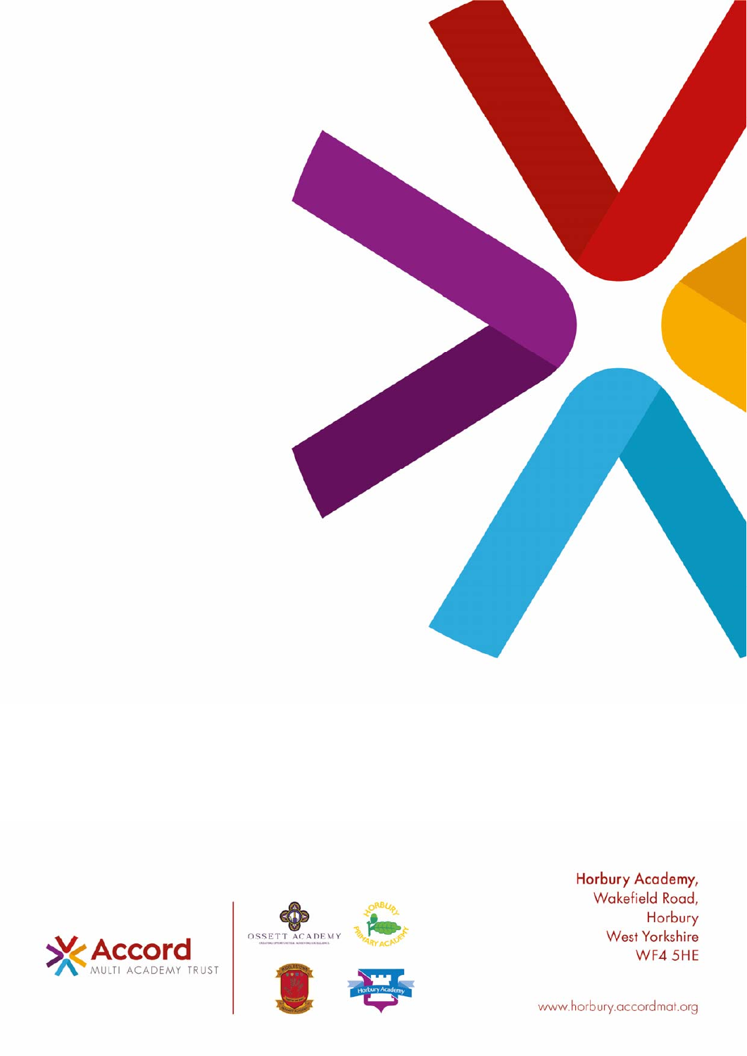Horbury Academy,
Wakefield Road,
Horbury
West Yorkshire
WF4 5HE

www.horbury.accordmat.org